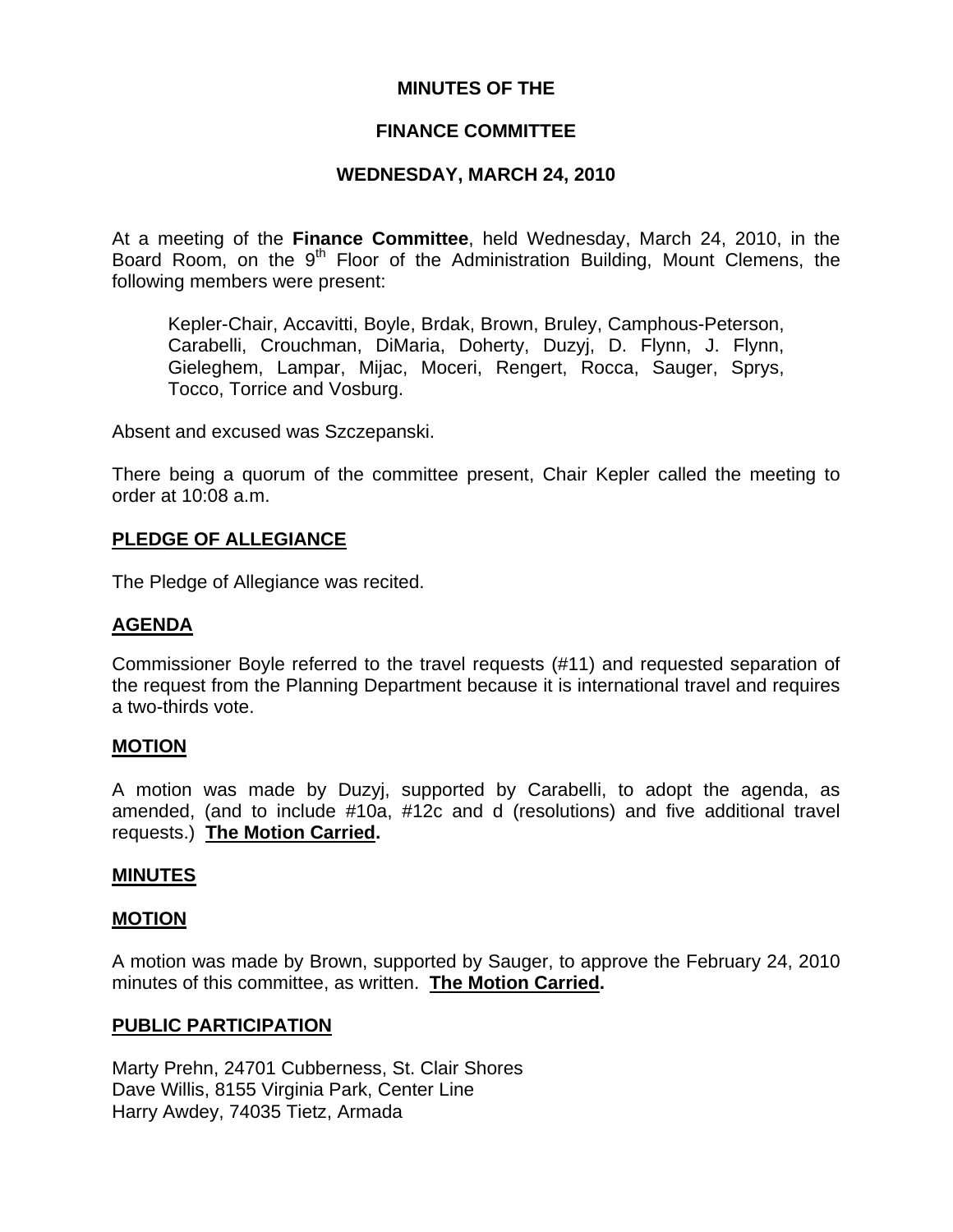# MINUTES OF THE

# FINANCE COMMITTEE

# WEDNESDAY, MARCH 24, 2010

At a meeting of the **Finance Committee**, held Wednesday, March 24, 2010, in the Board Room, on the 9th Floor of the Administration Building, Mount Clemens, the following members were present:

> Kepler-Chair, Accavitti, Boyle, Brdak, Brown, Bruley, Camphous-Peterson, Carabelli, Crouchman, DiMaria, Doherty, Duzyj, D. Flynn, J. Flynn, Gieleghem, Lampar, Mijac, Moceri, Rengert, Rocca, Sauger, Sprys, Tocco, Torrice and Vosburg.

Absent and excused was Szczepanski.

There being a quorum of the committee present, Chair Kepler called the meeting to order at 10:08 a.m.

## PLEDGE OF ALLEGIANCE

The Pledge of Allegiance was recited.

## AGENDA

Commissioner Boyle referred to the travel requests (#11) and requested separation of the request from the Planning Department because it is international travel and requires a two-thirds vote.

## MOTION

A motion was made by Duzyj, supported by Carabelli, to adopt the agenda, as amended, (and to include #10a, #12c and d (resolutions) and five additional travel requests.) **The Motion Carried.**

## MINUTES

## MOTION

A motion was made by Brown, supported by Sauger, to approve the February 24, 2010 minutes of this committee, as written. **The Motion Carried.**

## PUBLIC PARTICIPATION

Marty Prehn, 24701 Cubberness, St. Clair Shores
Dave Willis, 8155 Virginia Park, Center Line
Harry Awdey, 74035 Tietz, Armada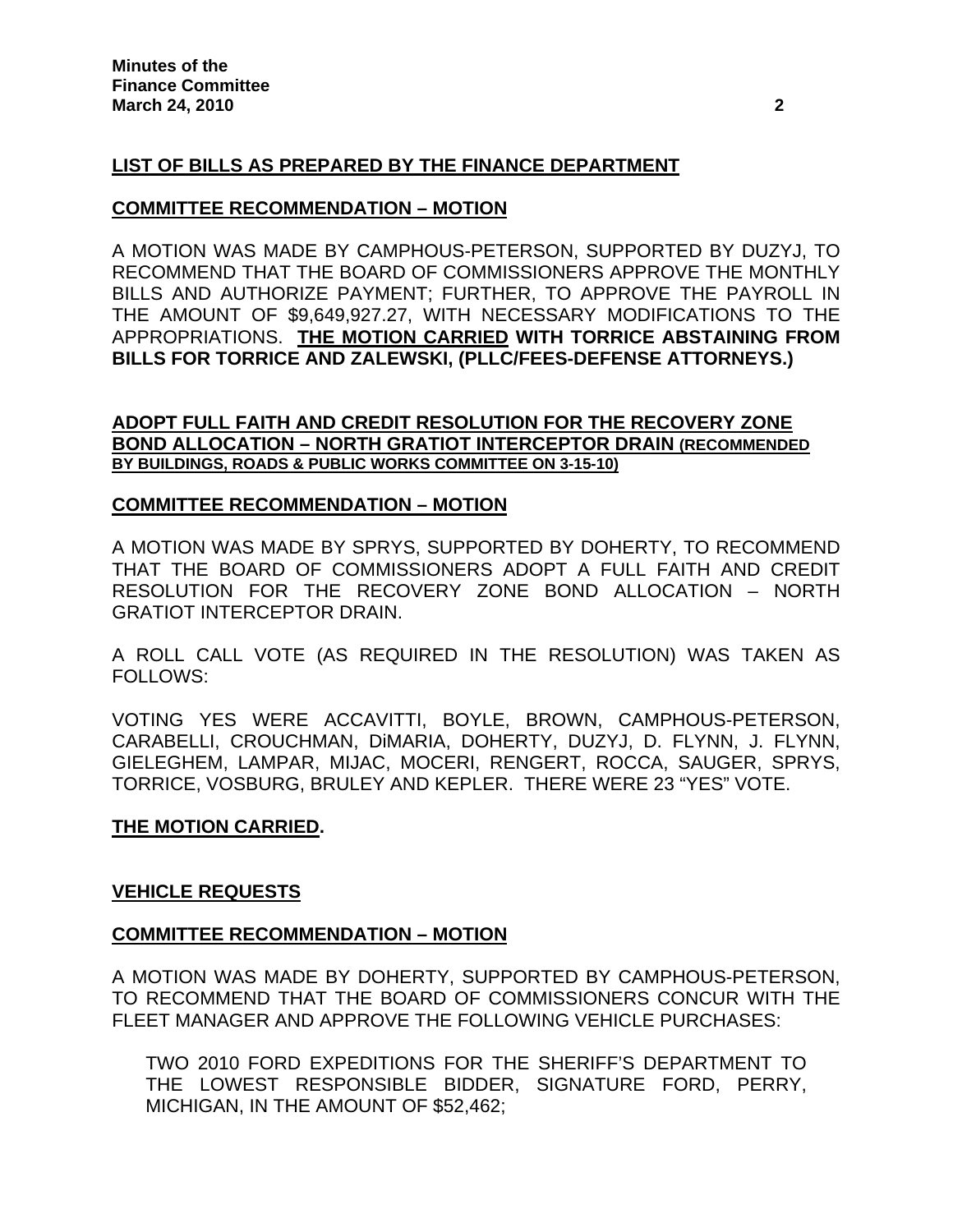**LIST OF BILLS AS PREPARED BY THE FINANCE DEPARTMENT**

**COMMITTEE RECOMMENDATION – MOTION**

A MOTION WAS MADE BY CAMPHOUS-PETERSON, SUPPORTED BY DUZYJ, TO RECOMMEND THAT THE BOARD OF COMMISSIONERS APPROVE THE MONTHLY BILLS AND AUTHORIZE PAYMENT; FURTHER, TO APPROVE THE PAYROLL IN THE AMOUNT OF $9,649,927.27, WITH NECESSARY MODIFICATIONS TO THE APPROPRIATIONS. **THE MOTION CARRIED WITH TORRICE ABSTAINING FROM BILLS FOR TORRICE AND ZALEWSKI, (PLLC/FEES-DEFENSE ATTORNEYS.)**

**ADOPT FULL FAITH AND CREDIT RESOLUTION FOR THE RECOVERY ZONE BOND ALLOCATION – NORTH GRATIOT INTERCEPTOR DRAIN (RECOMMENDED BY BUILDINGS, ROADS & PUBLIC WORKS COMMITTEE ON 3-15-10)**

**COMMITTEE RECOMMENDATION – MOTION**

A MOTION WAS MADE BY SPRYS, SUPPORTED BY DOHERTY, TO RECOMMEND THAT THE BOARD OF COMMISSIONERS ADOPT A FULL FAITH AND CREDIT RESOLUTION FOR THE RECOVERY ZONE BOND ALLOCATION – NORTH GRATIOT INTERCEPTOR DRAIN.

A ROLL CALL VOTE (AS REQUIRED IN THE RESOLUTION) WAS TAKEN AS FOLLOWS:

VOTING YES WERE ACCAVITTI, BOYLE, BROWN, CAMPHOUS-PETERSON, CARABELLI, CROUCHMAN, DiMARIA, DOHERTY, DUZYJ, D. FLYNN, J. FLYNN, GIELEGHEM, LAMPAR, MIJAC, MOCERI, RENGERT, ROCCA, SAUGER, SPRYS, TORRICE, VOSBURG, BRULEY AND KEPLER. THERE WERE 23 "YES" VOTE.

**THE MOTION CARRIED.**

**VEHICLE REQUESTS**

**COMMITTEE RECOMMENDATION – MOTION**

A MOTION WAS MADE BY DOHERTY, SUPPORTED BY CAMPHOUS-PETERSON, TO RECOMMEND THAT THE BOARD OF COMMISSIONERS CONCUR WITH THE FLEET MANAGER AND APPROVE THE FOLLOWING VEHICLE PURCHASES:

TWO 2010 FORD EXPEDITIONS FOR THE SHERIFF'S DEPARTMENT TO THE LOWEST RESPONSIBLE BIDDER, SIGNATURE FORD, PERRY, MICHIGAN, IN THE AMOUNT OF $52,462;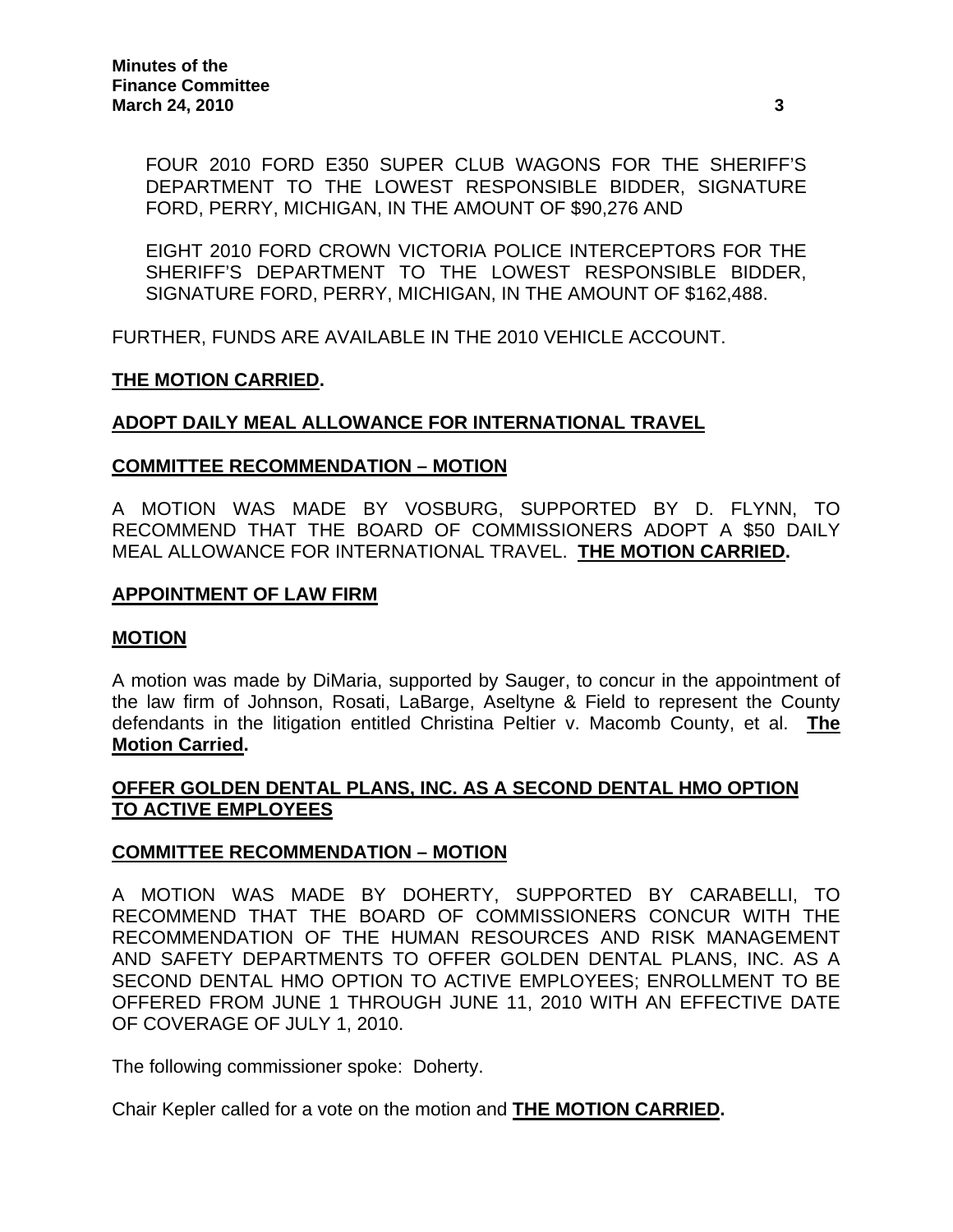FOUR 2010 FORD E350 SUPER CLUB WAGONS FOR THE SHERIFF'S DEPARTMENT TO THE LOWEST RESPONSIBLE BIDDER, SIGNATURE FORD, PERRY, MICHIGAN, IN THE AMOUNT OF $90,276 AND

EIGHT 2010 FORD CROWN VICTORIA POLICE INTERCEPTORS FOR THE SHERIFF'S DEPARTMENT TO THE LOWEST RESPONSIBLE BIDDER, SIGNATURE FORD, PERRY, MICHIGAN, IN THE AMOUNT OF $162,488.

FURTHER, FUNDS ARE AVAILABLE IN THE 2010 VEHICLE ACCOUNT.

**THE MOTION CARRIED.**

**ADOPT DAILY MEAL ALLOWANCE FOR INTERNATIONAL TRAVEL**

**COMMITTEE RECOMMENDATION – MOTION**

A MOTION WAS MADE BY VOSBURG, SUPPORTED BY D. FLYNN, TO RECOMMEND THAT THE BOARD OF COMMISSIONERS ADOPT A $50 DAILY MEAL ALLOWANCE FOR INTERNATIONAL TRAVEL. **THE MOTION CARRIED.**

**APPOINTMENT OF LAW FIRM**

**MOTION**

A motion was made by DiMaria, supported by Sauger, to concur in the appointment of the law firm of Johnson, Rosati, LaBarge, Aseltyne & Field to represent the County defendants in the litigation entitled Christina Peltier v. Macomb County, et al. **The Motion Carried.**

**OFFER GOLDEN DENTAL PLANS, INC. AS A SECOND DENTAL HMO OPTION TO ACTIVE EMPLOYEES**

**COMMITTEE RECOMMENDATION – MOTION**

A MOTION WAS MADE BY DOHERTY, SUPPORTED BY CARABELLI, TO RECOMMEND THAT THE BOARD OF COMMISSIONERS CONCUR WITH THE RECOMMENDATION OF THE HUMAN RESOURCES AND RISK MANAGEMENT AND SAFETY DEPARTMENTS TO OFFER GOLDEN DENTAL PLANS, INC. AS A SECOND DENTAL HMO OPTION TO ACTIVE EMPLOYEES; ENROLLMENT TO BE OFFERED FROM JUNE 1 THROUGH JUNE 11, 2010 WITH AN EFFECTIVE DATE OF COVERAGE OF JULY 1, 2010.

The following commissioner spoke: Doherty.

Chair Kepler called for a vote on the motion and **THE MOTION CARRIED.**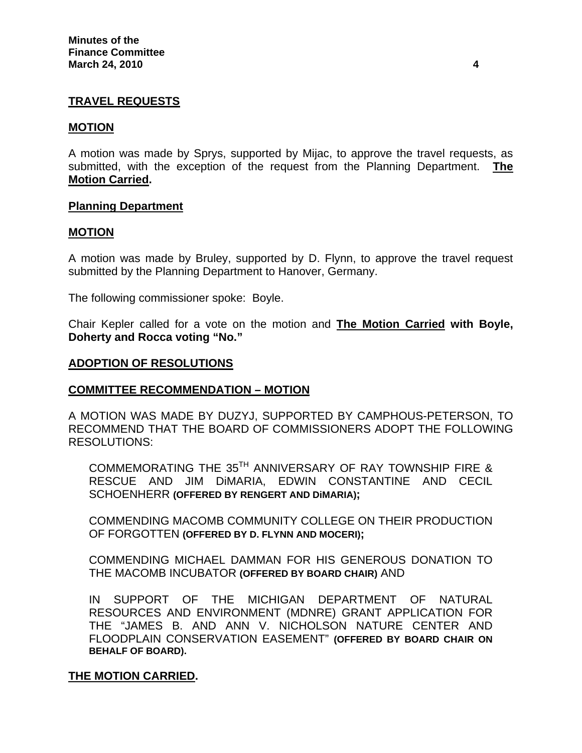**TRAVEL REQUESTS**

**MOTION**

A motion was made by Sprys, supported by Mijac, to approve the travel requests, as submitted, with the exception of the request from the Planning Department. **The Motion Carried.**

**Planning Department**

**MOTION**

A motion was made by Bruley, supported by D. Flynn, to approve the travel request submitted by the Planning Department to Hanover, Germany.

The following commissioner spoke: Boyle.

Chair Kepler called for a vote on the motion and **The Motion Carried with Boyle, Doherty and Rocca voting "No."**

**ADOPTION OF RESOLUTIONS**

**COMMITTEE RECOMMENDATION – MOTION**

A MOTION WAS MADE BY DUZYJ, SUPPORTED BY CAMPHOUS-PETERSON, TO RECOMMEND THAT THE BOARD OF COMMISSIONERS ADOPT THE FOLLOWING RESOLUTIONS:

> COMMEMORATING THE 35TH ANNIVERSARY OF RAY TOWNSHIP FIRE & RESCUE AND JIM DiMARIA, EDWIN CONSTANTINE AND CECIL SCHOENHERR **(OFFERED BY RENGERT AND DiMARIA);**
>
> COMMENDING MACOMB COMMUNITY COLLEGE ON THEIR PRODUCTION OF FORGOTTEN **(OFFERED BY D. FLYNN AND MOCERI);**
>
> COMMENDING MICHAEL DAMMAN FOR HIS GENEROUS DONATION TO THE MACOMB INCUBATOR **(OFFERED BY BOARD CHAIR)** AND
>
> IN SUPPORT OF THE MICHIGAN DEPARTMENT OF NATURAL RESOURCES AND ENVIRONMENT (MDNRE) GRANT APPLICATION FOR THE "JAMES B. AND ANN V. NICHOLSON NATURE CENTER AND FLOODPLAIN CONSERVATION EASEMENT" **(OFFERED BY BOARD CHAIR ON BEHALF OF BOARD).**

**THE MOTION CARRIED.**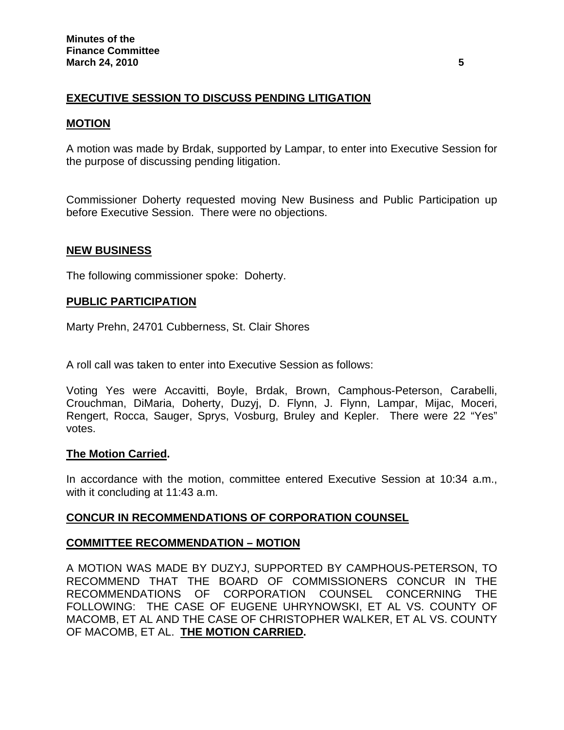## EXECUTIVE SESSION TO DISCUSS PENDING LITIGATION

### MOTION

A motion was made by Brdak, supported by Lampar, to enter into Executive Session for the purpose of discussing pending litigation.

Commissioner Doherty requested moving New Business and Public Participation up before Executive Session. There were no objections.

## NEW BUSINESS

The following commissioner spoke: Doherty.

## PUBLIC PARTICIPATION

Marty Prehn, 24701 Cubberness, St. Clair Shores

A roll call was taken to enter into Executive Session as follows:

Voting Yes were Accavitti, Boyle, Brdak, Brown, Camphous-Peterson, Carabelli, Crouchman, DiMaria, Doherty, Duzyj, D. Flynn, J. Flynn, Lampar, Mijac, Moceri, Rengert, Rocca, Sauger, Sprys, Vosburg, Bruley and Kepler. There were 22 "Yes" votes.

**The Motion Carried.**

In accordance with the motion, committee entered Executive Session at 10:34 a.m., with it concluding at 11:43 a.m.

## CONCUR IN RECOMMENDATIONS OF CORPORATION COUNSEL

### COMMITTEE RECOMMENDATION – MOTION

A MOTION WAS MADE BY DUZYJ, SUPPORTED BY CAMPHOUS-PETERSON, TO RECOMMEND THAT THE BOARD OF COMMISSIONERS CONCUR IN THE RECOMMENDATIONS OF CORPORATION COUNSEL CONCERNING THE FOLLOWING: THE CASE OF EUGENE UHRYNOWSKI, ET AL VS. COUNTY OF MACOMB, ET AL AND THE CASE OF CHRISTOPHER WALKER, ET AL VS. COUNTY OF MACOMB, ET AL. **THE MOTION CARRIED.**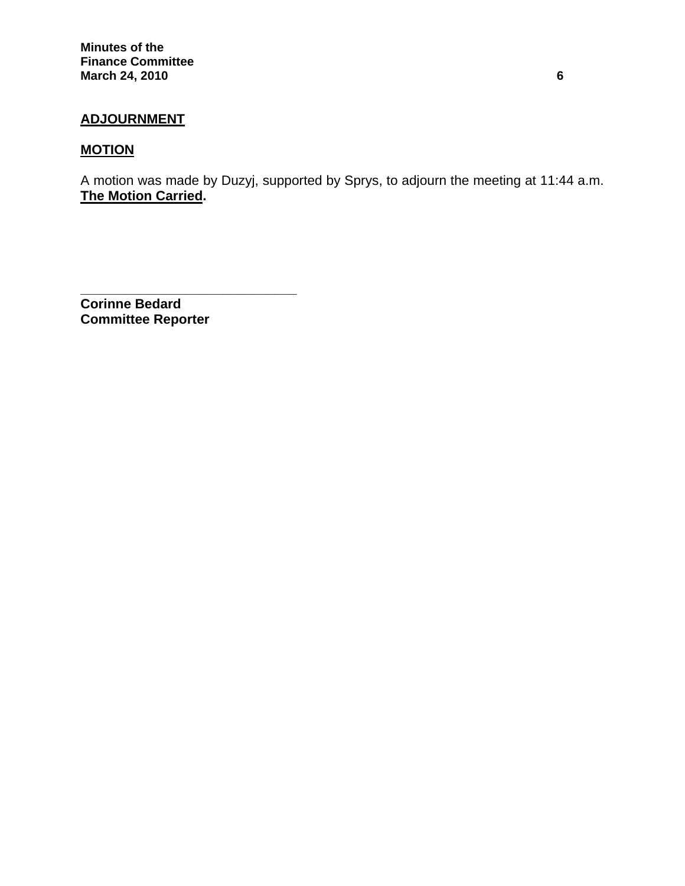## ADJOURNMENT

### MOTION

A motion was made by Duzyj, supported by Sprys, to adjourn the meeting at 11:44 a.m. **The Motion Carried.**

______________________________

**Corinne Bedard**
**Committee Reporter**